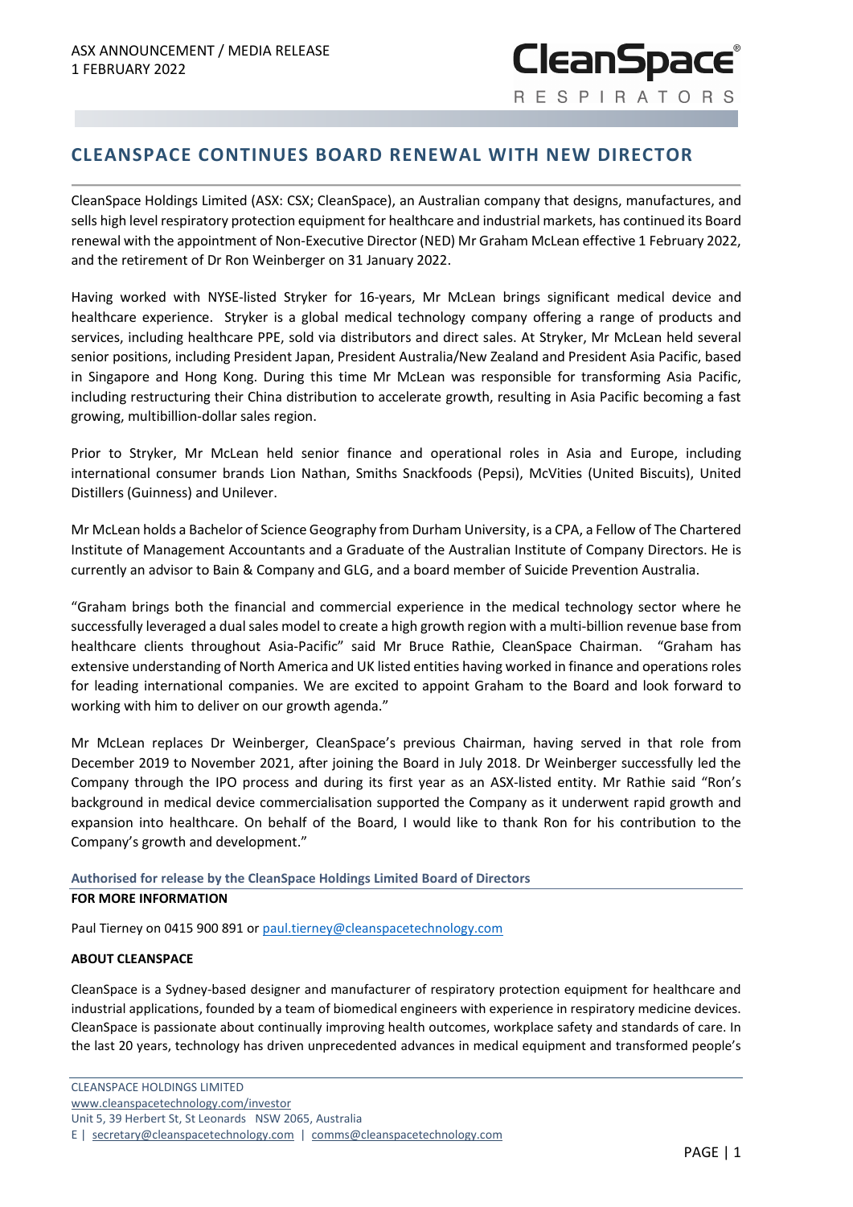ASX ANNOUNCEMENT / MEDIA RELEASE
1 FEBRUARY 2022

# CLEANSPACE CONTINUES BOARD RENEWAL WITH NEW DIRECTOR

CleanSpace Holdings Limited (ASX: CSX; CleanSpace), an Australian company that designs, manufactures, and sells high level respiratory protection equipment for healthcare and industrial markets, has continued its Board renewal with the appointment of Non-Executive Director (NED) Mr Graham McLean effective 1 February 2022, and the retirement of Dr Ron Weinberger on 31 January 2022.

Having worked with NYSE-listed Stryker for 16-years, Mr McLean brings significant medical device and healthcare experience. Stryker is a global medical technology company offering a range of products and services, including healthcare PPE, sold via distributors and direct sales. At Stryker, Mr McLean held several senior positions, including President Japan, President Australia/New Zealand and President Asia Pacific, based in Singapore and Hong Kong. During this time Mr McLean was responsible for transforming Asia Pacific, including restructuring their China distribution to accelerate growth, resulting in Asia Pacific becoming a fast growing, multibillion-dollar sales region.

Prior to Stryker, Mr McLean held senior finance and operational roles in Asia and Europe, including international consumer brands Lion Nathan, Smiths Snackfoods (Pepsi), McVities (United Biscuits), United Distillers (Guinness) and Unilever.

Mr McLean holds a Bachelor of Science Geography from Durham University, is a CPA, a Fellow of The Chartered Institute of Management Accountants and a Graduate of the Australian Institute of Company Directors. He is currently an advisor to Bain & Company and GLG, and a board member of Suicide Prevention Australia.

"Graham brings both the financial and commercial experience in the medical technology sector where he successfully leveraged a dual sales model to create a high growth region with a multi-billion revenue base from healthcare clients throughout Asia-Pacific" said Mr Bruce Rathie, CleanSpace Chairman. "Graham has extensive understanding of North America and UK listed entities having worked in finance and operations roles for leading international companies. We are excited to appoint Graham to the Board and look forward to working with him to deliver on our growth agenda."

Mr McLean replaces Dr Weinberger, CleanSpace's previous Chairman, having served in that role from December 2019 to November 2021, after joining the Board in July 2018. Dr Weinberger successfully led the Company through the IPO process and during its first year as an ASX-listed entity. Mr Rathie said "Ron's background in medical device commercialisation supported the Company as it underwent rapid growth and expansion into healthcare. On behalf of the Board, I would like to thank Ron for his contribution to the Company's growth and development."

**Authorised for release by the CleanSpace Holdings Limited Board of Directors**

**FOR MORE INFORMATION**

Paul Tierney on 0415 900 891 or paul.tierney@cleanspacetechnology.com

**ABOUT CLEANSPACE**

CleanSpace is a Sydney-based designer and manufacturer of respiratory protection equipment for healthcare and industrial applications, founded by a team of biomedical engineers with experience in respiratory medicine devices. CleanSpace is passionate about continually improving health outcomes, workplace safety and standards of care. In the last 20 years, technology has driven unprecedented advances in medical equipment and transformed people's

CLEANSPACE HOLDINGS LIMITED
www.cleanspacetechnology.com/investor
Unit 5, 39 Herbert St, St Leonards NSW 2065, Australia
E | secretary@cleanspacetechnology.com | comms@cleanspacetechnology.com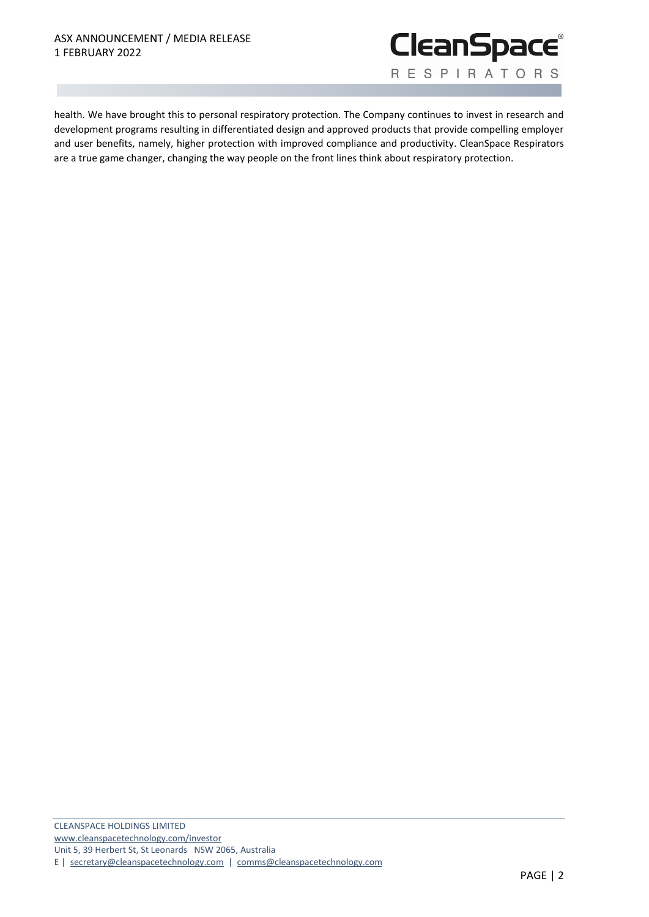health. We have brought this to personal respiratory protection. The Company continues to invest in research and development programs resulting in differentiated design and approved products that provide compelling employer and user benefits, namely, higher protection with improved compliance and productivity. CleanSpace Respirators are a true game changer, changing the way people on the front lines think about respiratory protection.